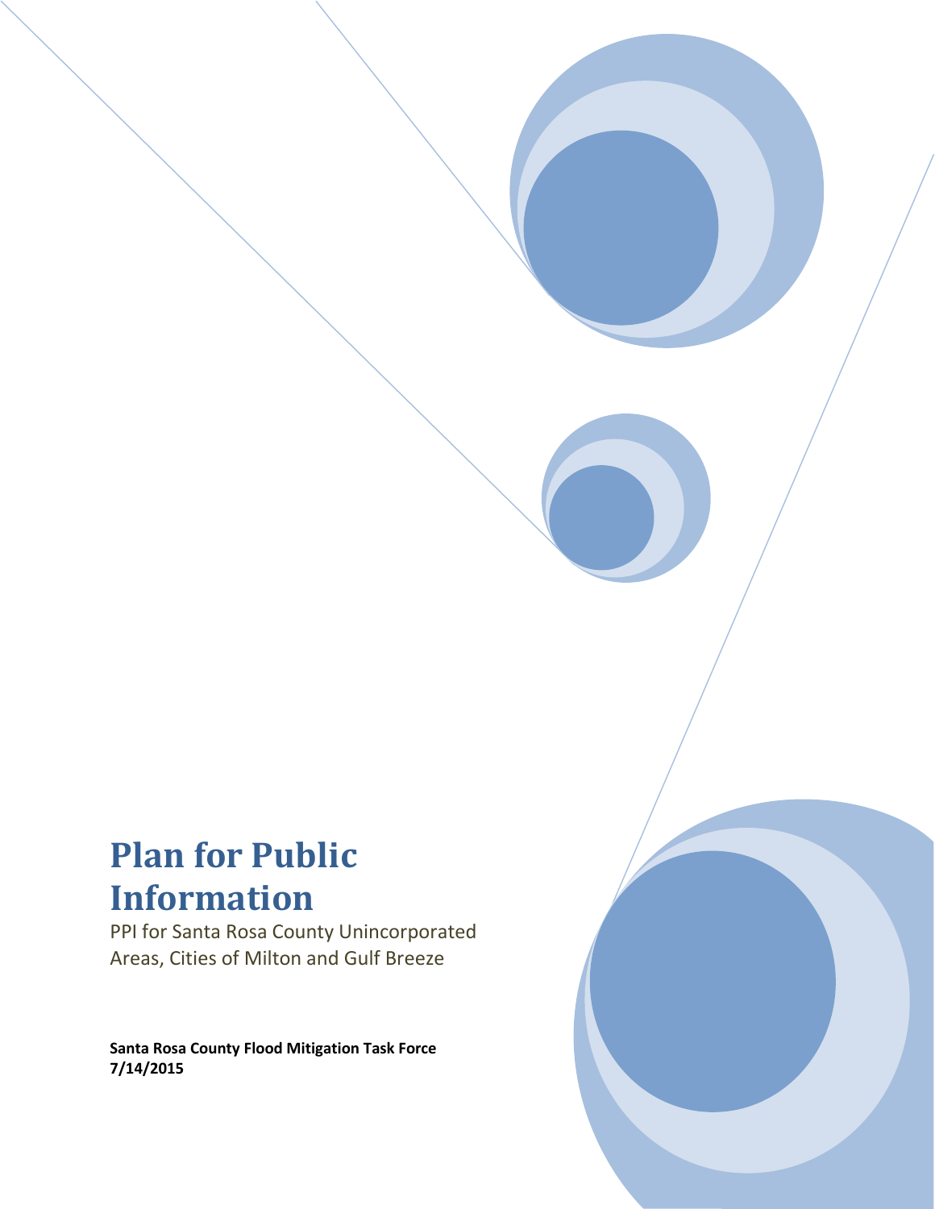# Plan for Public Information

PPI for Santa Rosa County Unincorporated Areas, Cities of Milton and Gulf Breeze

**Santa Rosa County Flood Mitigation Task Force**
**7/14/2015**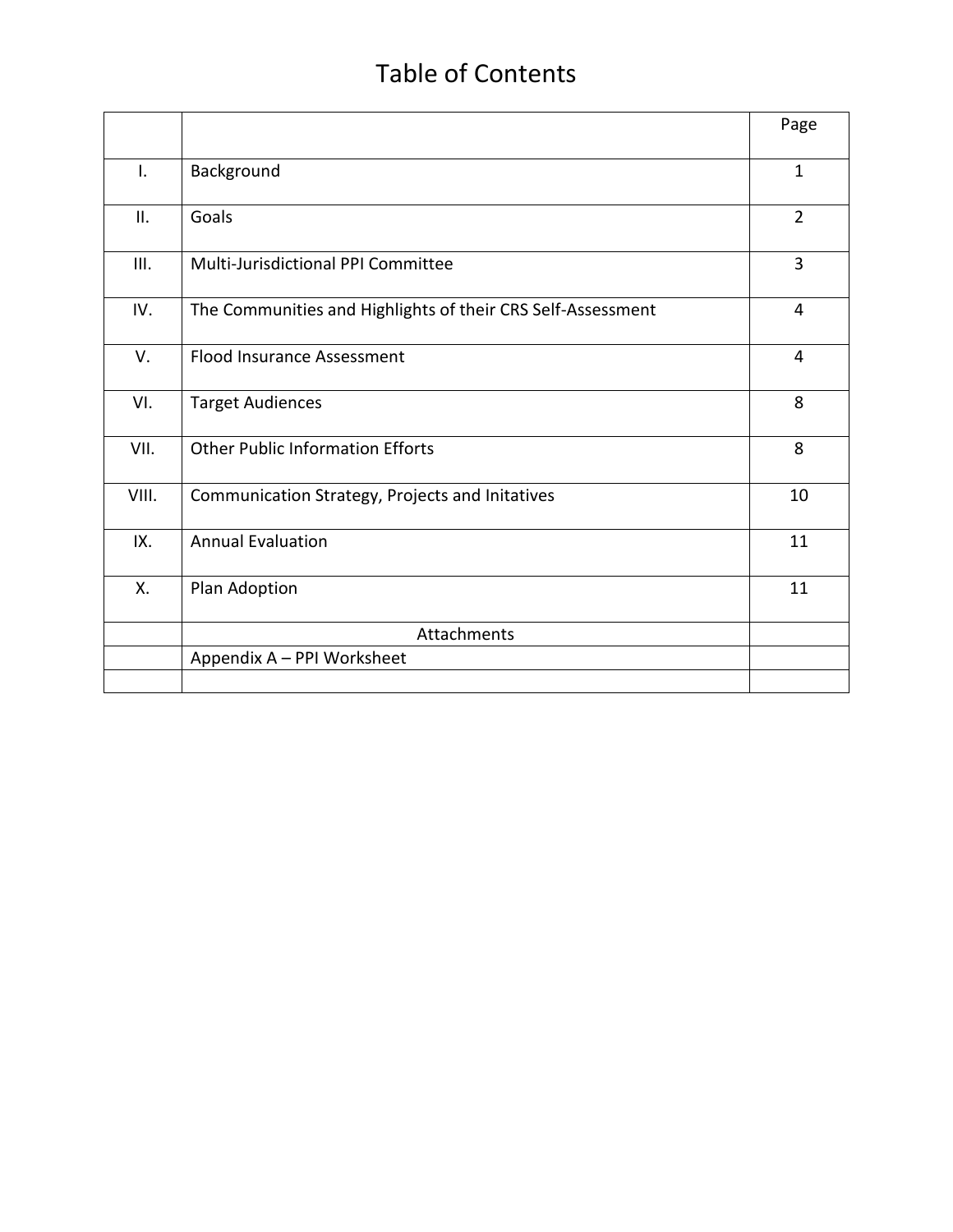# Table of Contents

| | | Page |
|---|---|---|
| I. | Background | 1 |
| II. | Goals | 2 |
| III. | Multi-Jurisdictional PPI Committee | 3 |
| IV. | The Communities and Highlights of their CRS Self-Assessment | 4 |
| V. | Flood Insurance Assessment | 4 |
| VI. | Target Audiences | 8 |
| VII. | Other Public Information Efforts | 8 |
| VIII. | Communication Strategy, Projects and Initatives | 10 |
| IX. | Annual Evaluation | 11 |
| X. | Plan Adoption | 11 |
| | Attachments | |
| | Appendix A – PPI Worksheet | |
| | | |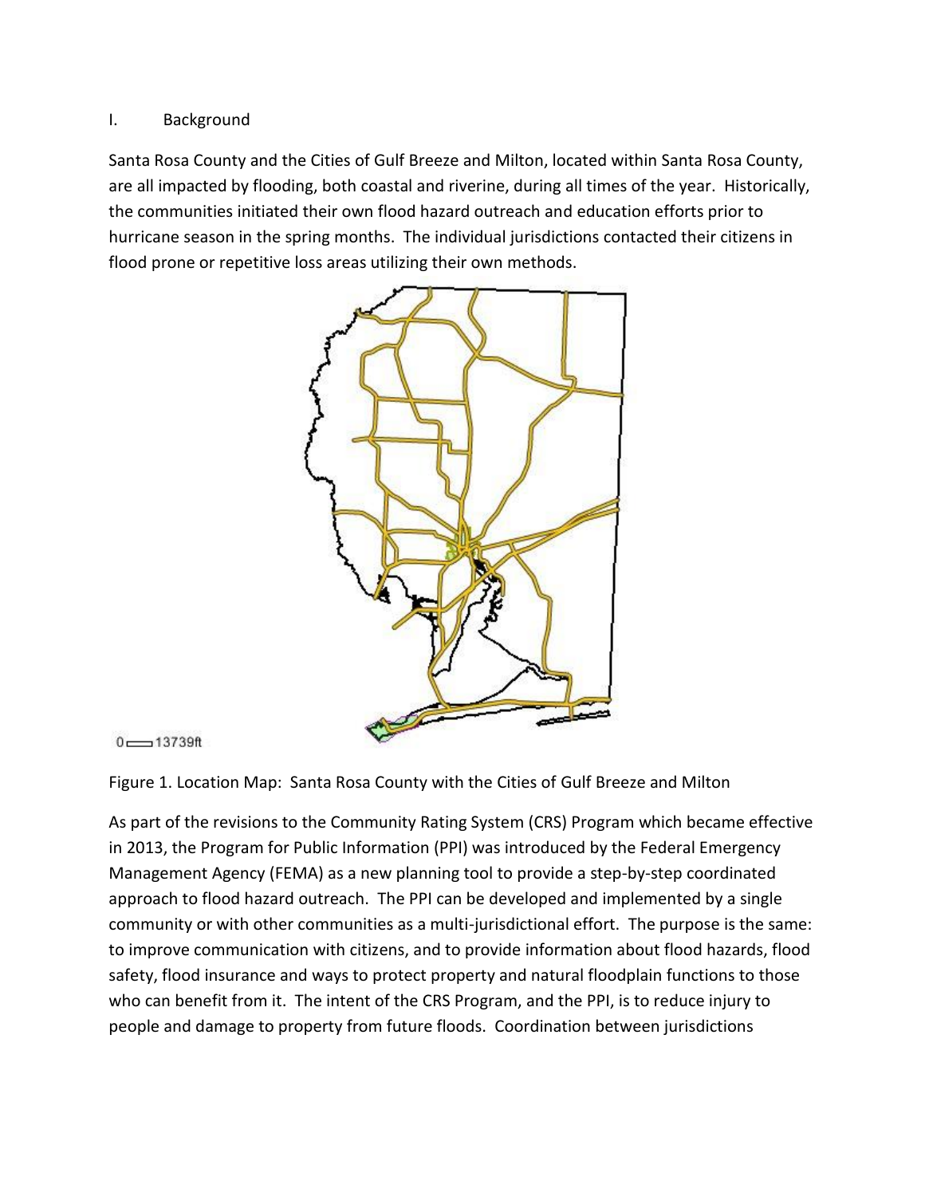## I. Background

Santa Rosa County and the Cities of Gulf Breeze and Milton, located within Santa Rosa County, are all impacted by flooding, both coastal and riverine, during all times of the year. Historically, the communities initiated their own flood hazard outreach and education efforts prior to hurricane season in the spring months. The individual jurisdictions contacted their citizens in flood prone or repetitive loss areas utilizing their own methods.

0 13739ft

Figure 1. Location Map: Santa Rosa County with the Cities of Gulf Breeze and Milton

As part of the revisions to the Community Rating System (CRS) Program which became effective in 2013, the Program for Public Information (PPI) was introduced by the Federal Emergency Management Agency (FEMA) as a new planning tool to provide a step-by-step coordinated approach to flood hazard outreach. The PPI can be developed and implemented by a single community or with other communities as a multi-jurisdictional effort. The purpose is the same: to improve communication with citizens, and to provide information about flood hazards, flood safety, flood insurance and ways to protect property and natural floodplain functions to those who can benefit from it. The intent of the CRS Program, and the PPI, is to reduce injury to people and damage to property from future floods. Coordination between jurisdictions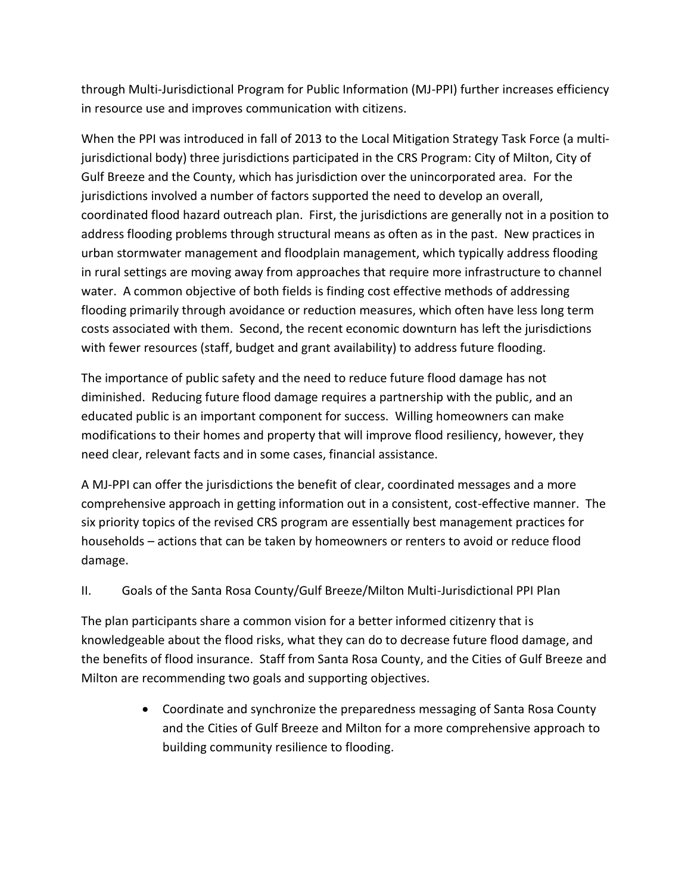through Multi-Jurisdictional Program for Public Information (MJ-PPI) further increases efficiency in resource use and improves communication with citizens.

When the PPI was introduced in fall of 2013 to the Local Mitigation Strategy Task Force (a multi-jurisdictional body) three jurisdictions participated in the CRS Program: City of Milton, City of Gulf Breeze and the County, which has jurisdiction over the unincorporated area. For the jurisdictions involved a number of factors supported the need to develop an overall, coordinated flood hazard outreach plan. First, the jurisdictions are generally not in a position to address flooding problems through structural means as often as in the past. New practices in urban stormwater management and floodplain management, which typically address flooding in rural settings are moving away from approaches that require more infrastructure to channel water. A common objective of both fields is finding cost effective methods of addressing flooding primarily through avoidance or reduction measures, which often have less long term costs associated with them. Second, the recent economic downturn has left the jurisdictions with fewer resources (staff, budget and grant availability) to address future flooding.

The importance of public safety and the need to reduce future flood damage has not diminished. Reducing future flood damage requires a partnership with the public, and an educated public is an important component for success. Willing homeowners can make modifications to their homes and property that will improve flood resiliency, however, they need clear, relevant facts and in some cases, financial assistance.

A MJ-PPI can offer the jurisdictions the benefit of clear, coordinated messages and a more comprehensive approach in getting information out in a consistent, cost-effective manner. The six priority topics of the revised CRS program are essentially best management practices for households – actions that can be taken by homeowners or renters to avoid or reduce flood damage.

## II. Goals of the Santa Rosa County/Gulf Breeze/Milton Multi-Jurisdictional PPI Plan

The plan participants share a common vision for a better informed citizenry that is knowledgeable about the flood risks, what they can do to decrease future flood damage, and the benefits of flood insurance. Staff from Santa Rosa County, and the Cities of Gulf Breeze and Milton are recommending two goals and supporting objectives.

- Coordinate and synchronize the preparedness messaging of Santa Rosa County and the Cities of Gulf Breeze and Milton for a more comprehensive approach to building community resilience to flooding.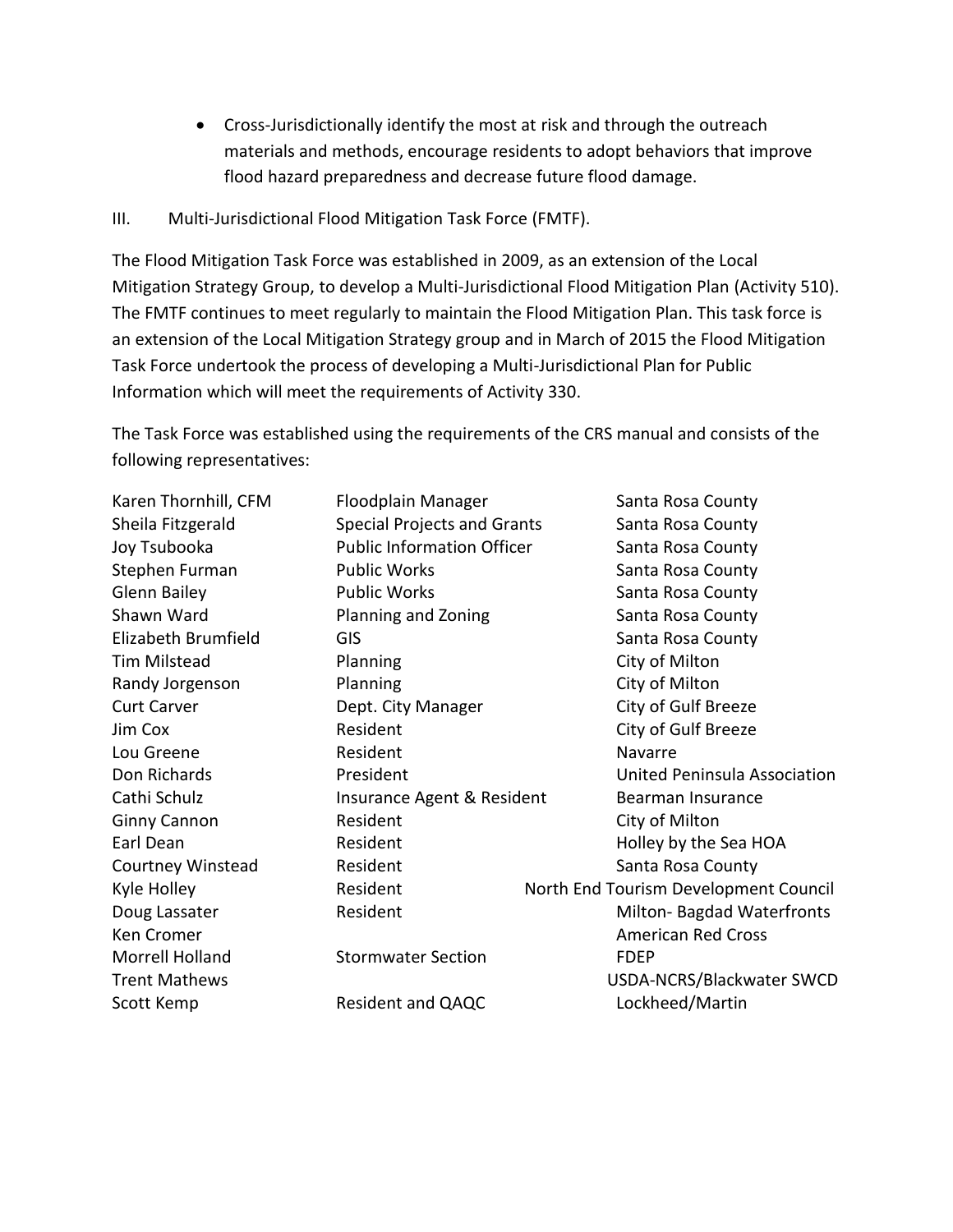- Cross-Jurisdictionally identify the most at risk and through the outreach materials and methods, encourage residents to adopt behaviors that improve flood hazard preparedness and decrease future flood damage.

III. Multi-Jurisdictional Flood Mitigation Task Force (FMTF).

The Flood Mitigation Task Force was established in 2009, as an extension of the Local Mitigation Strategy Group, to develop a Multi-Jurisdictional Flood Mitigation Plan (Activity 510). The FMTF continues to meet regularly to maintain the Flood Mitigation Plan. This task force is an extension of the Local Mitigation Strategy group and in March of 2015 the Flood Mitigation Task Force undertook the process of developing a Multi-Jurisdictional Plan for Public Information which will meet the requirements of Activity 330.

The Task Force was established using the requirements of the CRS manual and consists of the following representatives:

| Name | Role | Organization |
|---|---|---|
| Karen Thornhill, CFM | Floodplain Manager | Santa Rosa County |
| Sheila Fitzgerald | Special Projects and Grants | Santa Rosa County |
| Joy Tsubooka | Public Information Officer | Santa Rosa County |
| Stephen Furman | Public Works | Santa Rosa County |
| Glenn Bailey | Public Works | Santa Rosa County |
| Shawn Ward | Planning and Zoning | Santa Rosa County |
| Elizabeth Brumfield | GIS | Santa Rosa County |
| Tim Milstead | Planning | City of Milton |
| Randy Jorgenson | Planning | City of Milton |
| Curt Carver | Dept. City Manager | City of Gulf Breeze |
| Jim Cox | Resident | City of Gulf Breeze |
| Lou Greene | Resident | Navarre |
| Don Richards | President | United Peninsula Association |
| Cathi Schulz | Insurance Agent & Resident | Bearman Insurance |
| Ginny Cannon | Resident | City of Milton |
| Earl Dean | Resident | Holley by the Sea HOA |
| Courtney Winstead | Resident | Santa Rosa County |
| Kyle Holley | Resident | North End Tourism Development Council |
| Doug Lassater | Resident | Milton- Bagdad Waterfronts |
| Ken Cromer | | American Red Cross |
| Morrell Holland | Stormwater Section | FDEP |
| Trent Mathews | | USDA-NCRS/Blackwater SWCD |
| Scott Kemp | Resident and QAQC | Lockheed/Martin |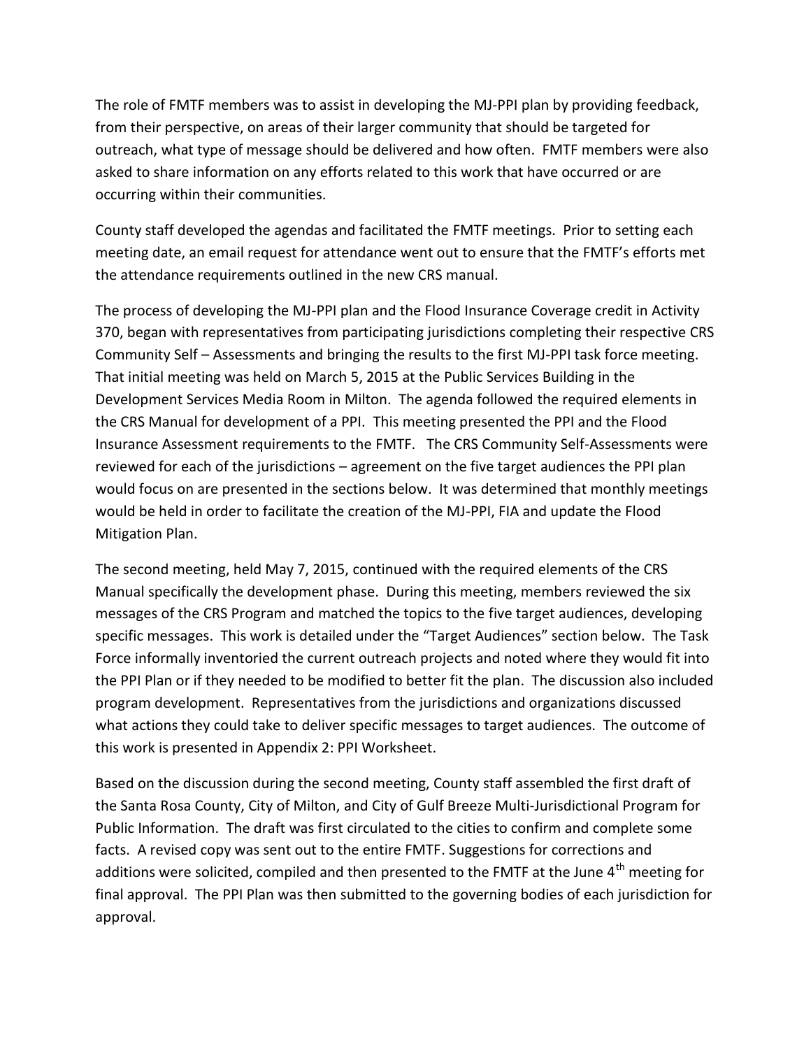The role of FMTF members was to assist in developing the MJ-PPI plan by providing feedback, from their perspective, on areas of their larger community that should be targeted for outreach, what type of message should be delivered and how often. FMTF members were also asked to share information on any efforts related to this work that have occurred or are occurring within their communities.

County staff developed the agendas and facilitated the FMTF meetings. Prior to setting each meeting date, an email request for attendance went out to ensure that the FMTF's efforts met the attendance requirements outlined in the new CRS manual.

The process of developing the MJ-PPI plan and the Flood Insurance Coverage credit in Activity 370, began with representatives from participating jurisdictions completing their respective CRS Community Self – Assessments and bringing the results to the first MJ-PPI task force meeting. That initial meeting was held on March 5, 2015 at the Public Services Building in the Development Services Media Room in Milton. The agenda followed the required elements in the CRS Manual for development of a PPI. This meeting presented the PPI and the Flood Insurance Assessment requirements to the FMTF. The CRS Community Self-Assessments were reviewed for each of the jurisdictions – agreement on the five target audiences the PPI plan would focus on are presented in the sections below. It was determined that monthly meetings would be held in order to facilitate the creation of the MJ-PPI, FIA and update the Flood Mitigation Plan.

The second meeting, held May 7, 2015, continued with the required elements of the CRS Manual specifically the development phase. During this meeting, members reviewed the six messages of the CRS Program and matched the topics to the five target audiences, developing specific messages. This work is detailed under the "Target Audiences" section below. The Task Force informally inventoried the current outreach projects and noted where they would fit into the PPI Plan or if they needed to be modified to better fit the plan. The discussion also included program development. Representatives from the jurisdictions and organizations discussed what actions they could take to deliver specific messages to target audiences. The outcome of this work is presented in Appendix 2: PPI Worksheet.

Based on the discussion during the second meeting, County staff assembled the first draft of the Santa Rosa County, City of Milton, and City of Gulf Breeze Multi-Jurisdictional Program for Public Information. The draft was first circulated to the cities to confirm and complete some facts. A revised copy was sent out to the entire FMTF. Suggestions for corrections and additions were solicited, compiled and then presented to the FMTF at the June 4th meeting for final approval. The PPI Plan was then submitted to the governing bodies of each jurisdiction for approval.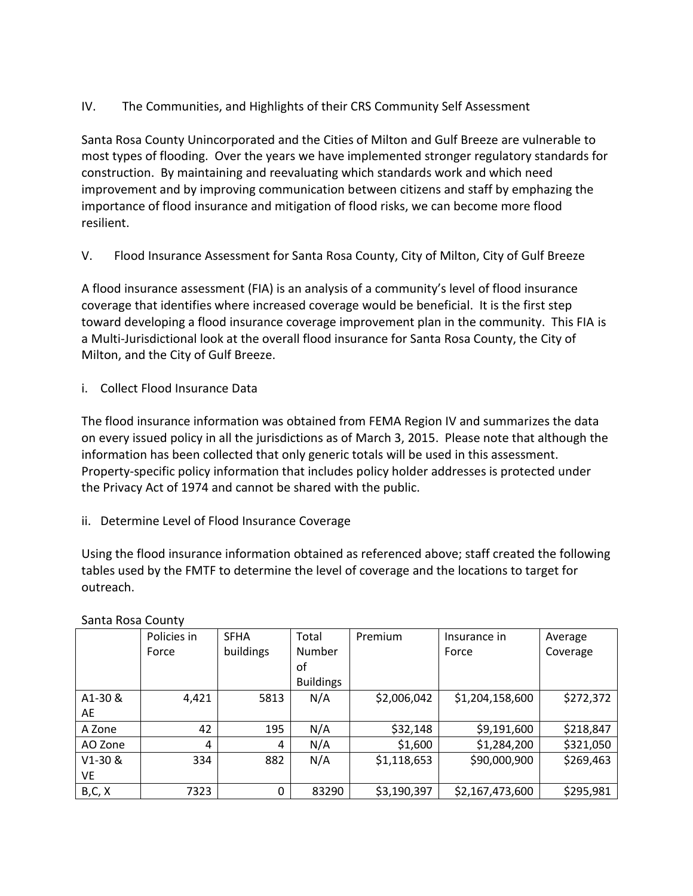## IV. The Communities, and Highlights of their CRS Community Self Assessment

Santa Rosa County Unincorporated and the Cities of Milton and Gulf Breeze are vulnerable to most types of flooding. Over the years we have implemented stronger regulatory standards for construction. By maintaining and reevaluating which standards work and which need improvement and by improving communication between citizens and staff by emphazing the importance of flood insurance and mitigation of flood risks, we can become more flood resilient.

## V. Flood Insurance Assessment for Santa Rosa County, City of Milton, City of Gulf Breeze

A flood insurance assessment (FIA) is an analysis of a community's level of flood insurance coverage that identifies where increased coverage would be beneficial. It is the first step toward developing a flood insurance coverage improvement plan in the community. This FIA is a Multi-Jurisdictional look at the overall flood insurance for Santa Rosa County, the City of Milton, and the City of Gulf Breeze.

### i. Collect Flood Insurance Data

The flood insurance information was obtained from FEMA Region IV and summarizes the data on every issued policy in all the jurisdictions as of March 3, 2015. Please note that although the information has been collected that only generic totals will be used in this assessment. Property-specific policy information that includes policy holder addresses is protected under the Privacy Act of 1974 and cannot be shared with the public.

### ii. Determine Level of Flood Insurance Coverage

Using the flood insurance information obtained as referenced above; staff created the following tables used by the FMTF to determine the level of coverage and the locations to target for outreach.

Santa Rosa County

| | Policies in Force | SFHA buildings | Total Number of Buildings | Premium | Insurance in Force | Average Coverage |
|---|---|---|---|---|---|---|
| A1-30 & AE | 4,421 | 5813 | N/A | $2,006,042 | $1,204,158,600 | $272,372 |
| A Zone | 42 | 195 | N/A | $32,148 | $9,191,600 | $218,847 |
| AO Zone | 4 | 4 | N/A | $1,600 | $1,284,200 | $321,050 |
| V1-30 & VE | 334 | 882 | N/A | $1,118,653 | $90,000,900 | $269,463 |
| B,C, X | 7323 | 0 | 83290 | $3,190,397 | $2,167,473,600 | $295,981 |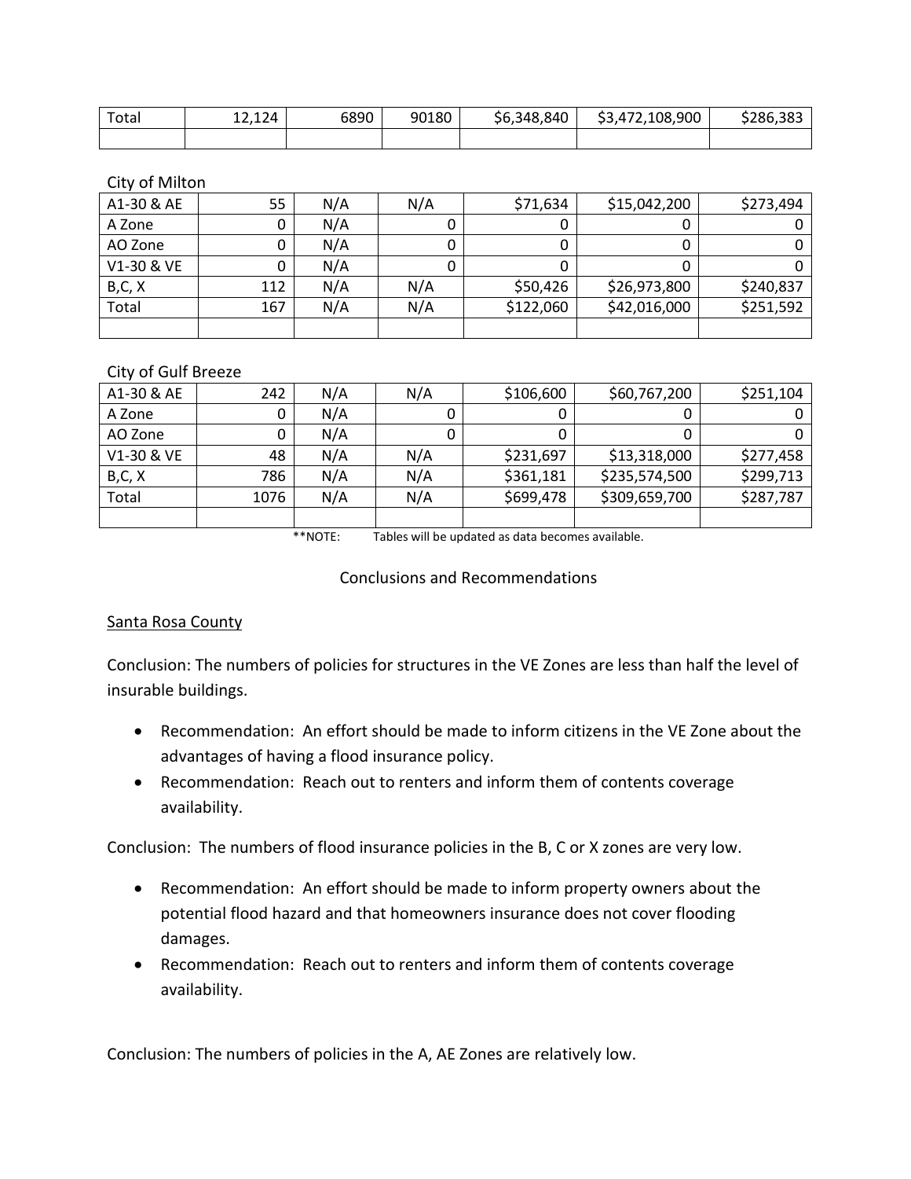| Total | 12,124 | 6890 | 90180 | $6,348,840 | $3,472,108,900 | $286,383 |
|---|---|---|---|---|---|---|
| | | | | | | |

City of Milton

| A1-30 & AE | 55 | N/A | N/A | $71,634 | $15,042,200 | $273,494 |
|---|---|---|---|---|---|---|
| A Zone | 0 | N/A | 0 | 0 | 0 | 0 |
| AO Zone | 0 | N/A | 0 | 0 | 0 | 0 |
| V1-30 & VE | 0 | N/A | 0 | 0 | 0 | 0 |
| B,C, X | 112 | N/A | N/A | $50,426 | $26,973,800 | $240,837 |
| Total | 167 | N/A | N/A | $122,060 | $42,016,000 | $251,592 |
| | | | | | | |

City of Gulf Breeze

| A1-30 & AE | 242 | N/A | N/A | $106,600 | $60,767,200 | $251,104 |
|---|---|---|---|---|---|---|
| A Zone | 0 | N/A | 0 | 0 | 0 | 0 |
| AO Zone | 0 | N/A | 0 | 0 | 0 | 0 |
| V1-30 & VE | 48 | N/A | N/A | $231,697 | $13,318,000 | $277,458 |
| B,C, X | 786 | N/A | N/A | $361,181 | $235,574,500 | $299,713 |
| Total | 1076 | N/A | N/A | $699,478 | $309,659,700 | $287,787 |
| | | | | | | |

**NOTE: Tables will be updated as data becomes available.

## Conclusions and Recommendations

Santa Rosa County

Conclusion: The numbers of policies for structures in the VE Zones are less than half the level of insurable buildings.

- Recommendation: An effort should be made to inform citizens in the VE Zone about the advantages of having a flood insurance policy.
- Recommendation: Reach out to renters and inform them of contents coverage availability.

Conclusion: The numbers of flood insurance policies in the B, C or X zones are very low.

- Recommendation: An effort should be made to inform property owners about the potential flood hazard and that homeowners insurance does not cover flooding damages.
- Recommendation: Reach out to renters and inform them of contents coverage availability.

Conclusion: The numbers of policies in the A, AE Zones are relatively low.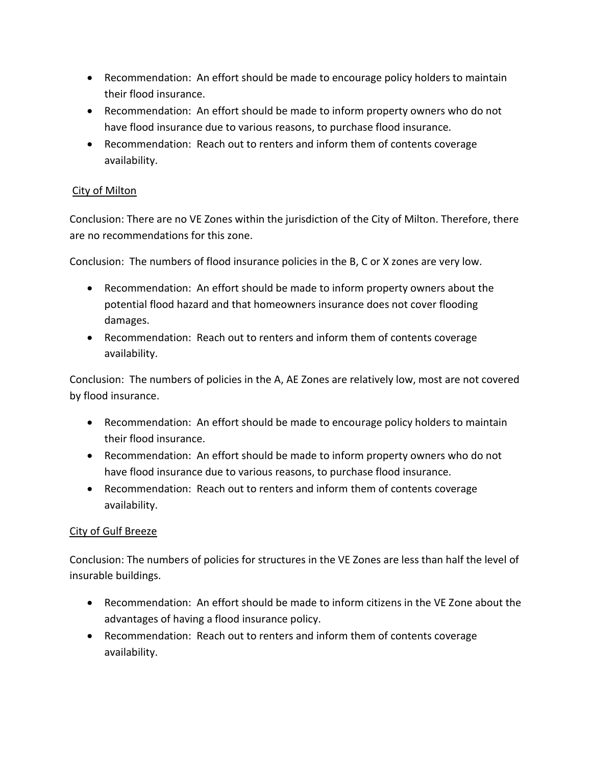- Recommendation: An effort should be made to encourage policy holders to maintain their flood insurance.
- Recommendation: An effort should be made to inform property owners who do not have flood insurance due to various reasons, to purchase flood insurance.
- Recommendation: Reach out to renters and inform them of contents coverage availability.

City of Milton

Conclusion: There are no VE Zones within the jurisdiction of the City of Milton. Therefore, there are no recommendations for this zone.

Conclusion: The numbers of flood insurance policies in the B, C or X zones are very low.

- Recommendation: An effort should be made to inform property owners about the potential flood hazard and that homeowners insurance does not cover flooding damages.
- Recommendation: Reach out to renters and inform them of contents coverage availability.

Conclusion: The numbers of policies in the A, AE Zones are relatively low, most are not covered by flood insurance.

- Recommendation: An effort should be made to encourage policy holders to maintain their flood insurance.
- Recommendation: An effort should be made to inform property owners who do not have flood insurance due to various reasons, to purchase flood insurance.
- Recommendation: Reach out to renters and inform them of contents coverage availability.

City of Gulf Breeze

Conclusion: The numbers of policies for structures in the VE Zones are less than half the level of insurable buildings.

- Recommendation: An effort should be made to inform citizens in the VE Zone about the advantages of having a flood insurance policy.
- Recommendation: Reach out to renters and inform them of contents coverage availability.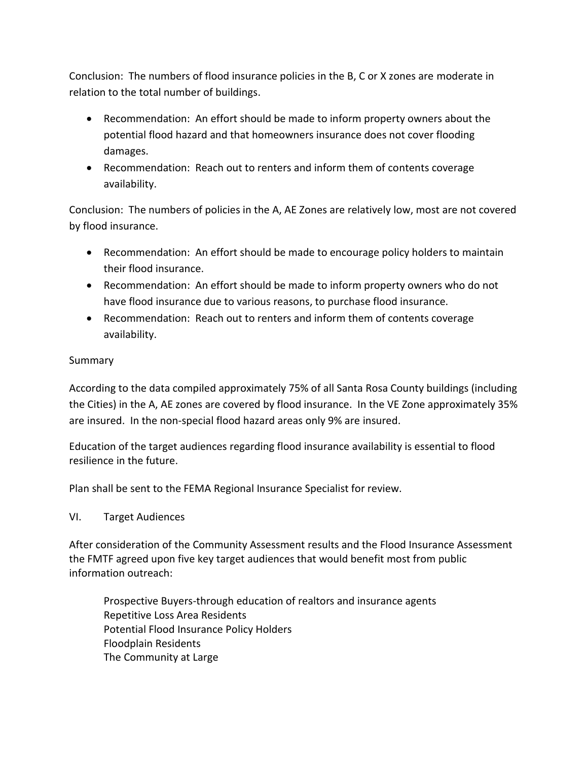Conclusion: The numbers of flood insurance policies in the B, C or X zones are moderate in relation to the total number of buildings.

- Recommendation: An effort should be made to inform property owners about the potential flood hazard and that homeowners insurance does not cover flooding damages.
- Recommendation: Reach out to renters and inform them of contents coverage availability.

Conclusion: The numbers of policies in the A, AE Zones are relatively low, most are not covered by flood insurance.

- Recommendation: An effort should be made to encourage policy holders to maintain their flood insurance.
- Recommendation: An effort should be made to inform property owners who do not have flood insurance due to various reasons, to purchase flood insurance.
- Recommendation: Reach out to renters and inform them of contents coverage availability.

Summary

According to the data compiled approximately 75% of all Santa Rosa County buildings (including the Cities) in the A, AE zones are covered by flood insurance. In the VE Zone approximately 35% are insured. In the non-special flood hazard areas only 9% are insured.

Education of the target audiences regarding flood insurance availability is essential to flood resilience in the future.

Plan shall be sent to the FEMA Regional Insurance Specialist for review.

## VI. Target Audiences

After consideration of the Community Assessment results and the Flood Insurance Assessment the FMTF agreed upon five key target audiences that would benefit most from public information outreach:

Prospective Buyers-through education of realtors and insurance agents
Repetitive Loss Area Residents
Potential Flood Insurance Policy Holders
Floodplain Residents
The Community at Large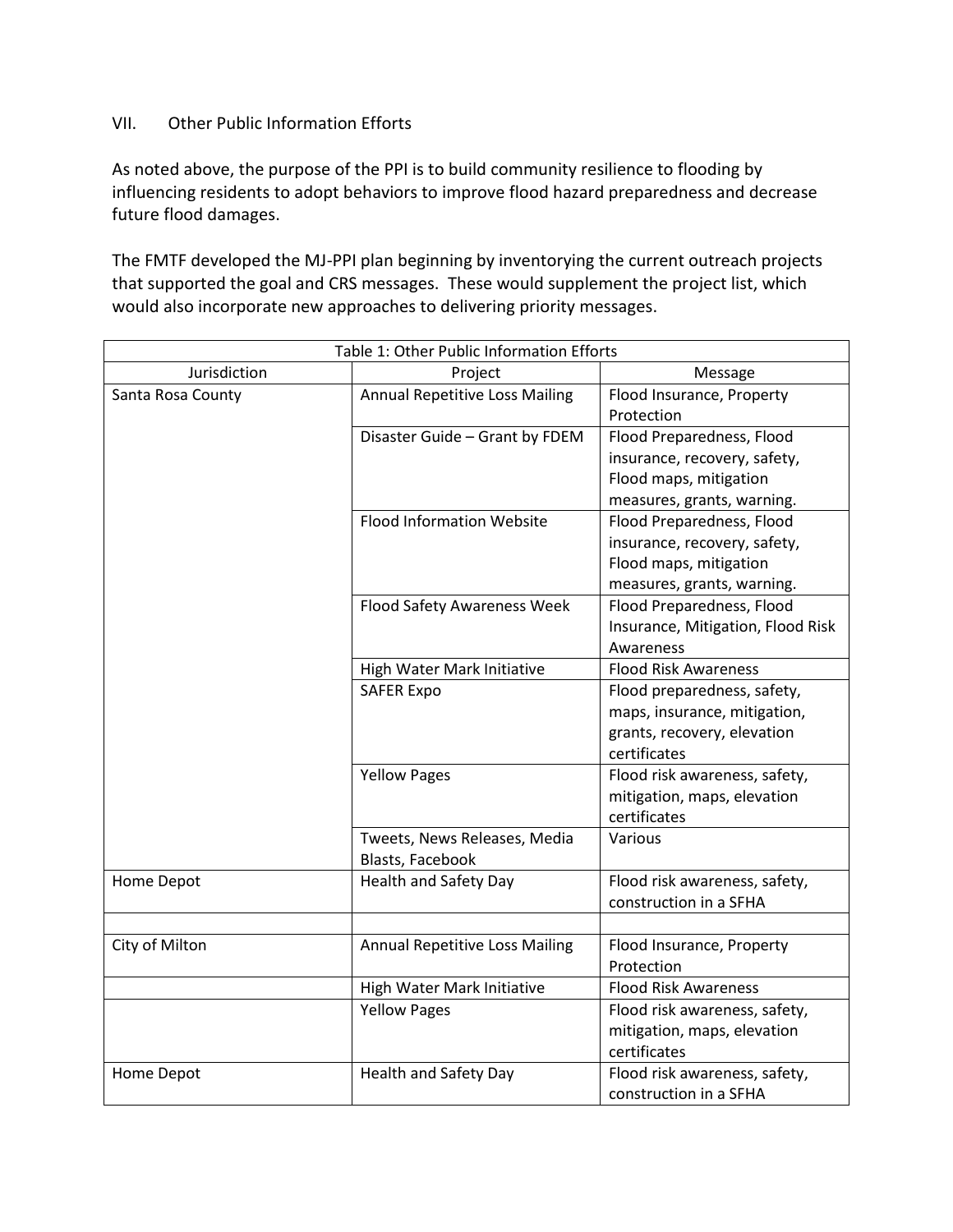## VII. Other Public Information Efforts

As noted above, the purpose of the PPI is to build community resilience to flooding by influencing residents to adopt behaviors to improve flood hazard preparedness and decrease future flood damages.

The FMTF developed the MJ-PPI plan beginning by inventorying the current outreach projects that supported the goal and CRS messages. These would supplement the project list, which would also incorporate new approaches to delivering priority messages.

| Table 1: Other Public Information Efforts | | |
|---|---|---|
| Jurisdiction | Project | Message |
| Santa Rosa County | Annual Repetitive Loss Mailing | Flood Insurance, Property Protection |
| | Disaster Guide – Grant by FDEM | Flood Preparedness, Flood insurance, recovery, safety, Flood maps, mitigation measures, grants, warning. |
| | Flood Information Website | Flood Preparedness, Flood insurance, recovery, safety, Flood maps, mitigation measures, grants, warning. |
| | Flood Safety Awareness Week | Flood Preparedness, Flood Insurance, Mitigation, Flood Risk Awareness |
| | High Water Mark Initiative | Flood Risk Awareness |
| | SAFER Expo | Flood preparedness, safety, maps, insurance, mitigation, grants, recovery, elevation certificates |
| | Yellow Pages | Flood risk awareness, safety, mitigation, maps, elevation certificates |
| | Tweets, News Releases, Media Blasts, Facebook | Various |
| Home Depot | Health and Safety Day | Flood risk awareness, safety, construction in a SFHA |
| | | |
| City of Milton | Annual Repetitive Loss Mailing | Flood Insurance, Property Protection |
| | High Water Mark Initiative | Flood Risk Awareness |
| | Yellow Pages | Flood risk awareness, safety, mitigation, maps, elevation certificates |
| Home Depot | Health and Safety Day | Flood risk awareness, safety, construction in a SFHA |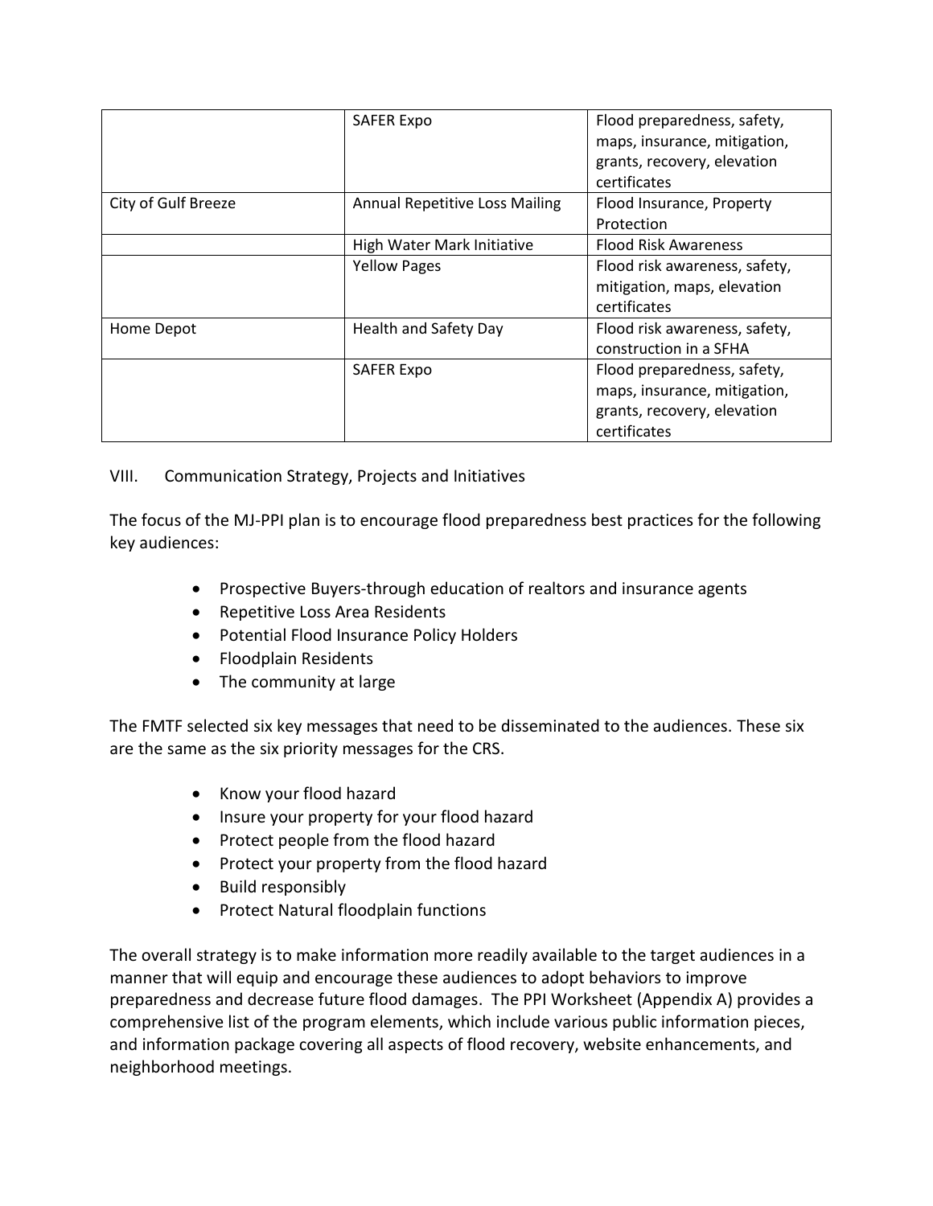|  |  |  |
| --- | --- | --- |
|  | SAFER Expo | Flood preparedness, safety, maps, insurance, mitigation, grants, recovery, elevation certificates |
| City of Gulf Breeze | Annual Repetitive Loss Mailing | Flood Insurance, Property Protection |
|  | High Water Mark Initiative | Flood Risk Awareness |
|  | Yellow Pages | Flood risk awareness, safety, mitigation, maps, elevation certificates |
| Home Depot | Health and Safety Day | Flood risk awareness, safety, construction in a SFHA |
|  | SAFER Expo | Flood preparedness, safety, maps, insurance, mitigation, grants, recovery, elevation certificates |

## VIII. Communication Strategy, Projects and Initiatives

The focus of the MJ-PPI plan is to encourage flood preparedness best practices for the following key audiences:

- Prospective Buyers-through education of realtors and insurance agents
- Repetitive Loss Area Residents
- Potential Flood Insurance Policy Holders
- Floodplain Residents
- The community at large

The FMTF selected six key messages that need to be disseminated to the audiences. These six are the same as the six priority messages for the CRS.

- Know your flood hazard
- Insure your property for your flood hazard
- Protect people from the flood hazard
- Protect your property from the flood hazard
- Build responsibly
- Protect Natural floodplain functions

The overall strategy is to make information more readily available to the target audiences in a manner that will equip and encourage these audiences to adopt behaviors to improve preparedness and decrease future flood damages. The PPI Worksheet (Appendix A) provides a comprehensive list of the program elements, which include various public information pieces, and information package covering all aspects of flood recovery, website enhancements, and neighborhood meetings.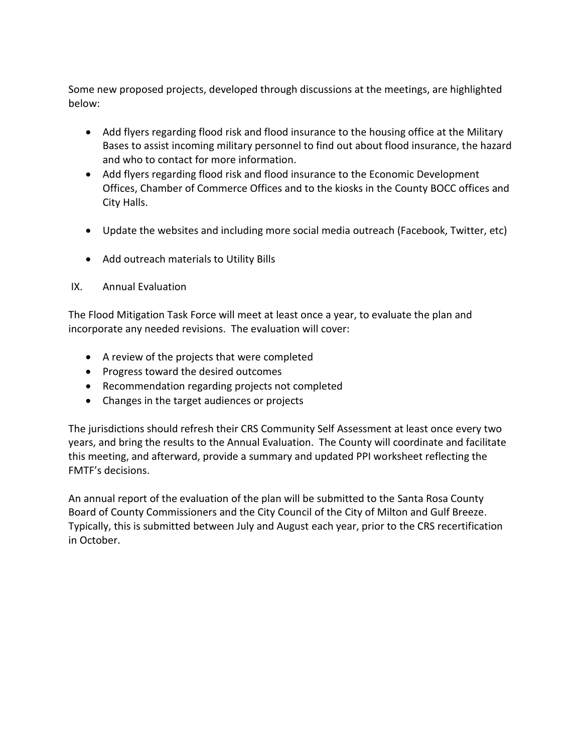Some new proposed projects, developed through discussions at the meetings, are highlighted below:

- Add flyers regarding flood risk and flood insurance to the housing office at the Military Bases to assist incoming military personnel to find out about flood insurance, the hazard and who to contact for more information.
- Add flyers regarding flood risk and flood insurance to the Economic Development Offices, Chamber of Commerce Offices and to the kiosks in the County BOCC offices and City Halls.
- Update the websites and including more social media outreach (Facebook, Twitter, etc)
- Add outreach materials to Utility Bills

## IX. Annual Evaluation

The Flood Mitigation Task Force will meet at least once a year, to evaluate the plan and incorporate any needed revisions. The evaluation will cover:

- A review of the projects that were completed
- Progress toward the desired outcomes
- Recommendation regarding projects not completed
- Changes in the target audiences or projects

The jurisdictions should refresh their CRS Community Self Assessment at least once every two years, and bring the results to the Annual Evaluation. The County will coordinate and facilitate this meeting, and afterward, provide a summary and updated PPI worksheet reflecting the FMTF's decisions.

An annual report of the evaluation of the plan will be submitted to the Santa Rosa County Board of County Commissioners and the City Council of the City of Milton and Gulf Breeze. Typically, this is submitted between July and August each year, prior to the CRS recertification in October.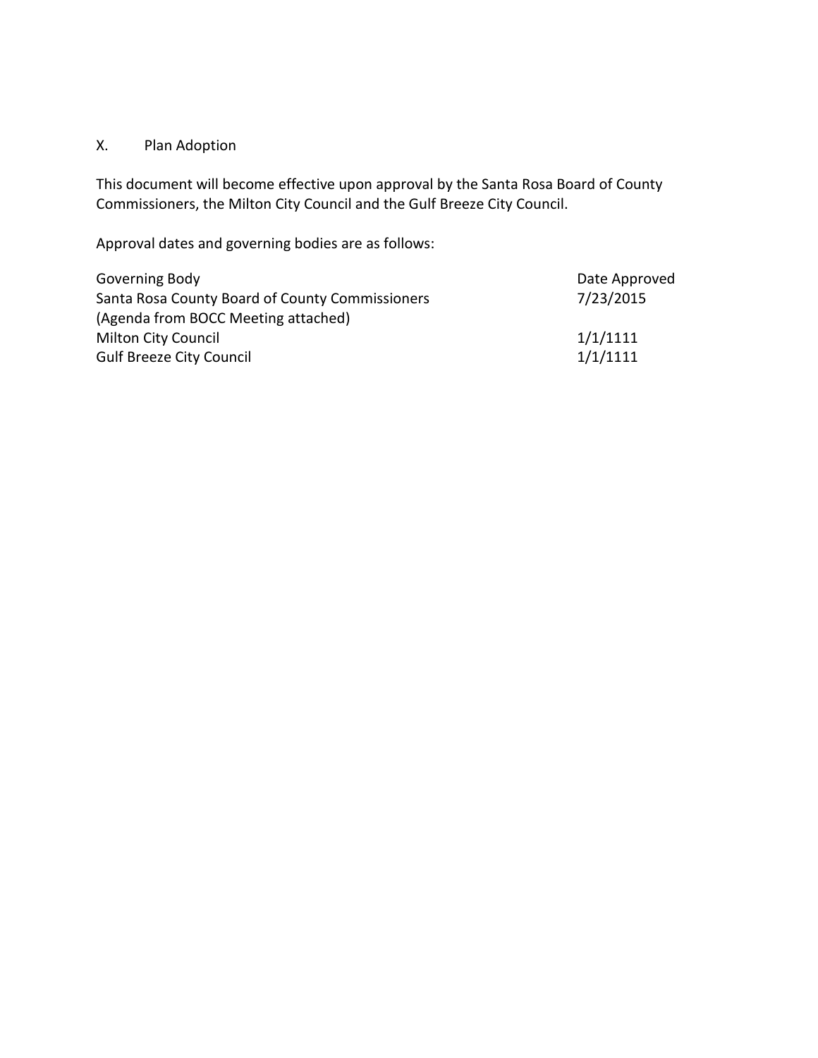## X. Plan Adoption

This document will become effective upon approval by the Santa Rosa Board of County Commissioners, the Milton City Council and the Gulf Breeze City Council.

Approval dates and governing bodies are as follows:

| Governing Body | Date Approved |
|---|---|
| Santa Rosa County Board of County Commissioners (Agenda from BOCC Meeting attached) | 7/23/2015 |
| Milton City Council | 1/1/1111 |
| Gulf Breeze City Council | 1/1/1111 |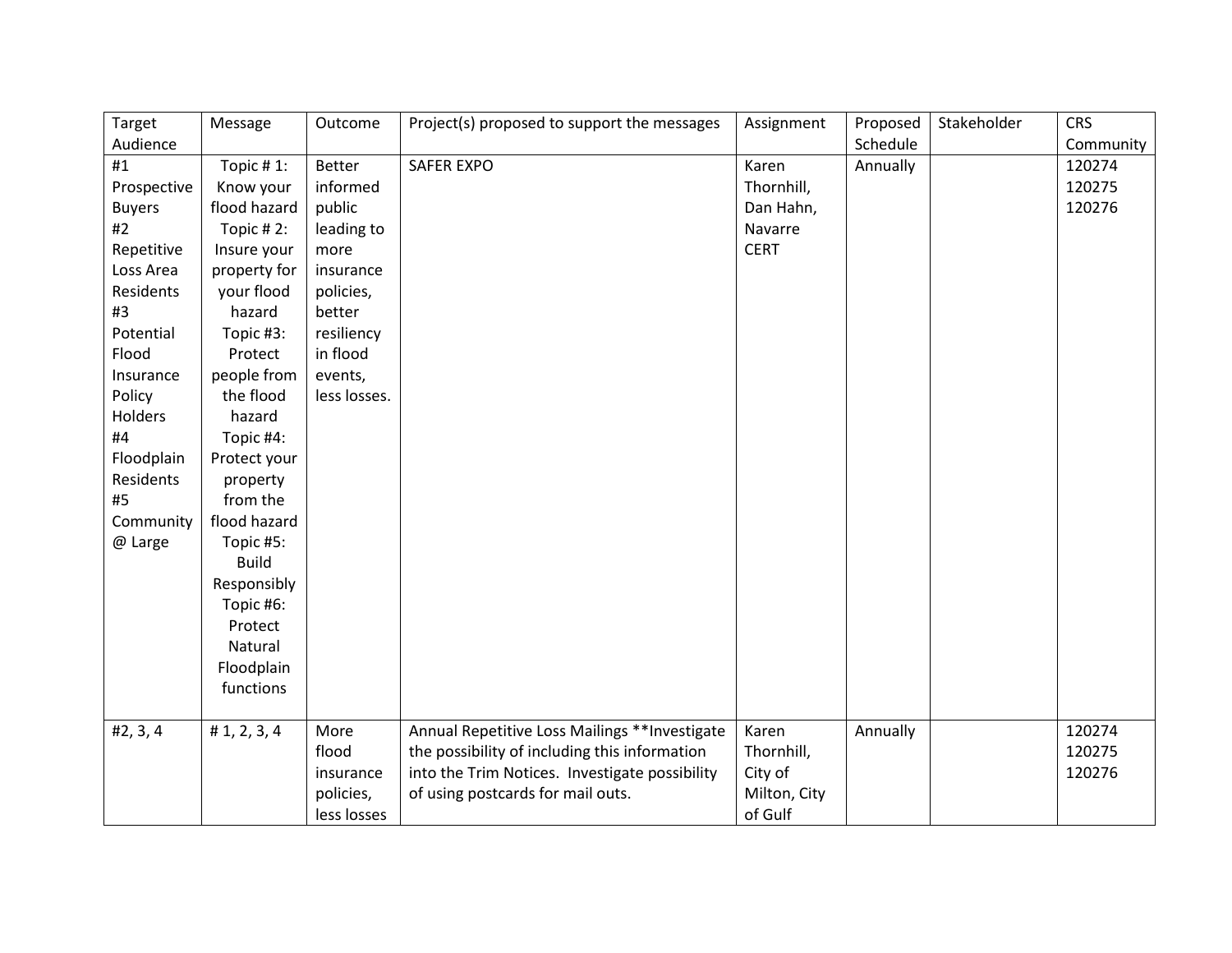| Target Audience | Message | Outcome | Project(s) proposed to support the messages | Assignment | Proposed Schedule | Stakeholder | CRS Community |
|---|---|---|---|---|---|---|---|
| #1 Prospective Buyers<br>#2 Repetitive Loss Area Residents<br>#3 Potential Flood Insurance Policy Holders<br>#4 Floodplain Residents<br>#5 Community @ Large | Topic # 1: Know your flood hazard<br>Topic # 2: Insure your property for your flood hazard<br>Topic #3: Protect people from the flood hazard<br>Topic #4: Protect your property from the flood hazard<br>Topic #5: Build Responsibly<br>Topic #6: Protect Natural Floodplain functions | Better informed public leading to more insurance policies, better resiliency in flood events, less losses. | SAFER EXPO | Karen Thornhill, Dan Hahn, Navarre CERT | Annually | | 120274<br>120275<br>120276 |
| #2, 3, 4 | # 1, 2, 3, 4 | More flood insurance policies, less losses | Annual Repetitive Loss Mailings **Investigate the possibility of including this information into the Trim Notices. Investigate possibility of using postcards for mail outs. | Karen Thornhill, City of Milton, City of Gulf | Annually | | 120274<br>120275<br>120276 |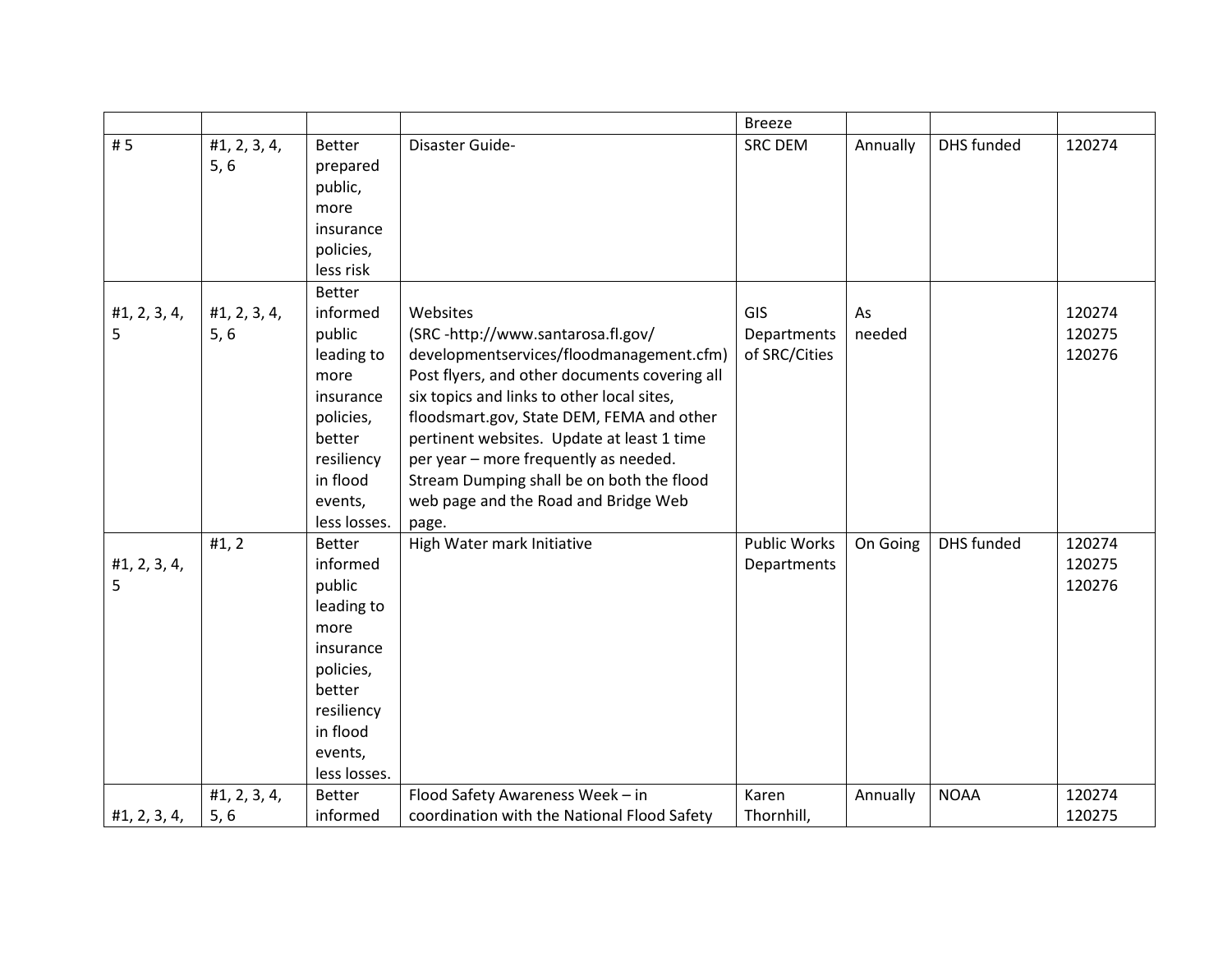|  |  |  |  | Breeze |  |  |  |
|---|---|---|---|---|---|---|---|
| # 5 | #1, 2, 3, 4, 5, 6 | Better prepared public, more insurance policies, less risk | Disaster Guide- | SRC DEM | Annually | DHS funded | 120274 |
| #1, 2, 3, 4, 5 | #1, 2, 3, 4, 5, 6 | Better informed public leading to more insurance policies, better resiliency in flood events, less losses. | Websites (SRC -http://www.santarosa.fl.gov/ developmentservices/floodmanagement.cfm) Post flyers, and other documents covering all six topics and links to other local sites, floodsmart.gov, State DEM, FEMA and other pertinent websites. Update at least 1 time per year – more frequently as needed. Stream Dumping shall be on both the flood web page and the Road and Bridge Web page. | GIS Departments of SRC/Cities | As needed |  | 120274 120275 120276 |
| #1, 2, 3, 4, 5 | #1, 2 | Better informed public leading to more insurance policies, better resiliency in flood events, less losses. | High Water mark Initiative | Public Works Departments | On Going | DHS funded | 120274 120275 120276 |
| #1, 2, 3, 4, | #1, 2, 3, 4, 5, 6 | Better informed | Flood Safety Awareness Week – in coordination with the National Flood Safety | Karen Thornhill, | Annually | NOAA | 120274 120275 |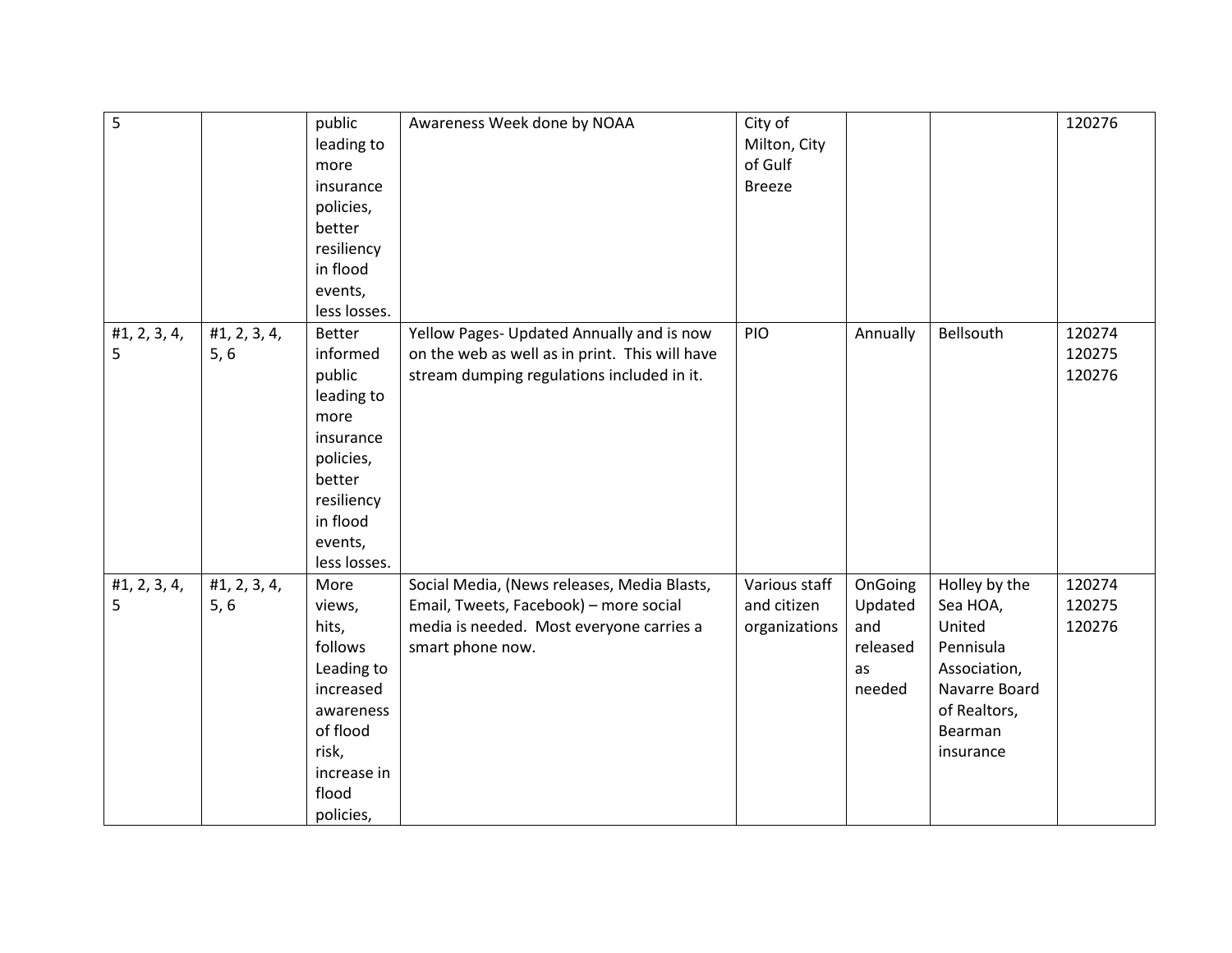| | | | | | | | |
|---|---|---|---|---|---|---|---|
| 5 | | public leading to more insurance policies, better resiliency in flood events, less losses. | Awareness Week done by NOAA | City of Milton, City of Gulf Breeze | | | 120276 |
| #1, 2, 3, 4, 5 | #1, 2, 3, 4, 5, 6 | Better informed public leading to more insurance policies, better resiliency in flood events, less losses. | Yellow Pages- Updated Annually and is now on the web as well as in print. This will have stream dumping regulations included in it. | PIO | Annually | Bellsouth | 120274 120275 120276 |
| #1, 2, 3, 4, 5 | #1, 2, 3, 4, 5, 6 | More views, hits, follows Leading to increased awareness of flood risk, increase in flood policies, | Social Media, (News releases, Media Blasts, Email, Tweets, Facebook) – more social media is needed. Most everyone carries a smart phone now. | Various staff and citizen organizations | OnGoing Updated and released as needed | Holley by the Sea HOA, United Pennisula Association, Navarre Board of Realtors, Bearman insurance | 120274 120275 120276 |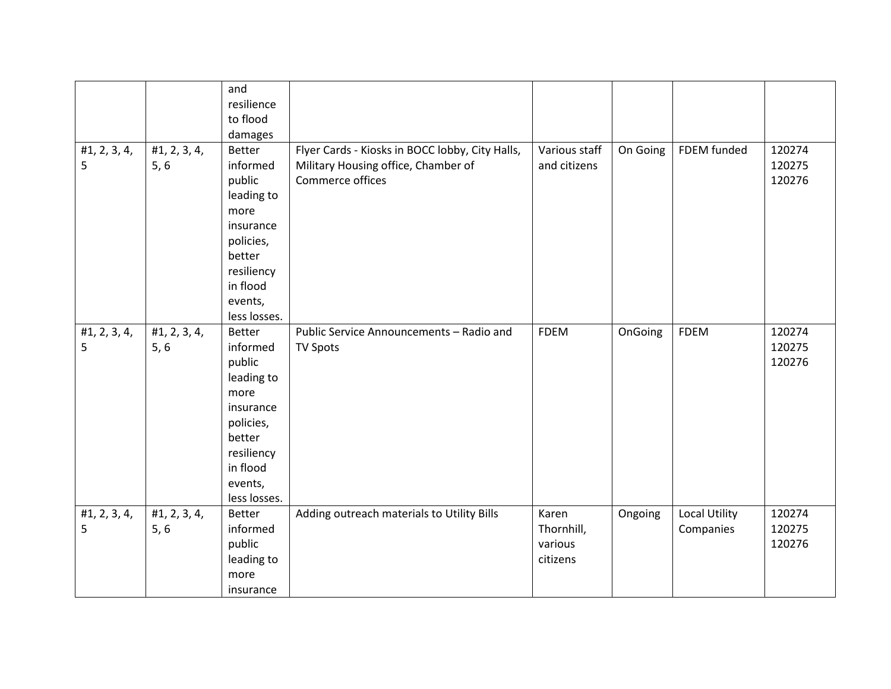| | | and resilience to flood damages | | | | | |
|---|---|---|---|---|---|---|---|
| #1, 2, 3, 4, 5 | #1, 2, 3, 4, 5, 6 | Better informed public leading to more insurance policies, better resiliency in flood events, less losses. | Flyer Cards - Kiosks in BOCC lobby, City Halls, Military Housing office, Chamber of Commerce offices | Various staff and citizens | On Going | FDEM funded | 120274 120275 120276 |
| #1, 2, 3, 4, 5 | #1, 2, 3, 4, 5, 6 | Better informed public leading to more insurance policies, better resiliency in flood events, less losses. | Public Service Announcements – Radio and TV Spots | FDEM | OnGoing | FDEM | 120274 120275 120276 |
| #1, 2, 3, 4, 5 | #1, 2, 3, 4, 5, 6 | Better informed public leading to more insurance | Adding outreach materials to Utility Bills | Karen Thornhill, various citizens | Ongoing | Local Utility Companies | 120274 120275 120276 |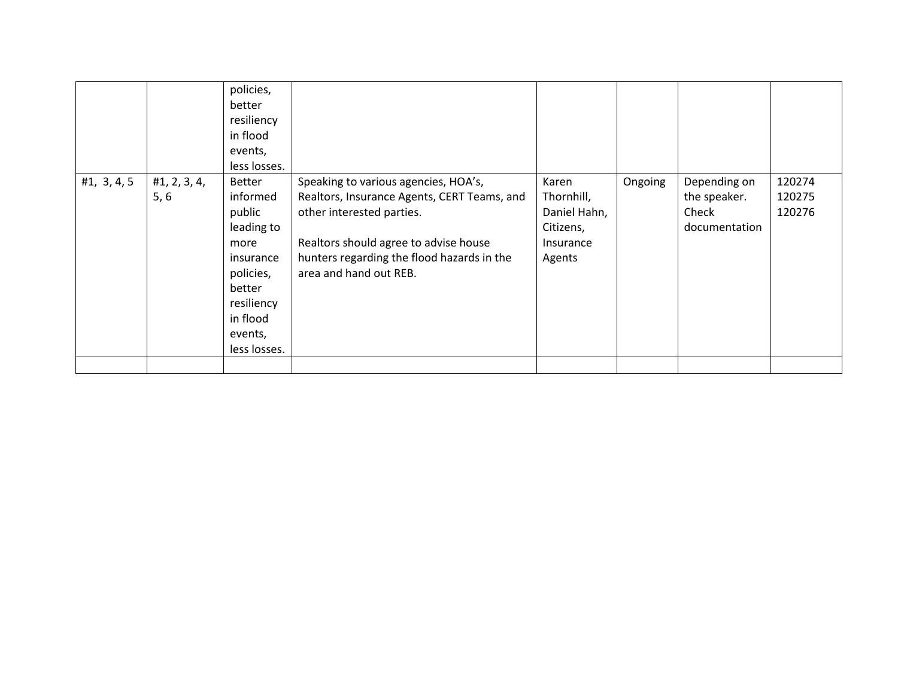| | | | | | | | |
|---|---|---|---|---|---|---|---|
| | | policies, better resiliency in flood events, less losses. | | | | | |
| #1, 3, 4, 5 | #1, 2, 3, 4, 5, 6 | Better informed public leading to more insurance policies, better resiliency in flood events, less losses. | Speaking to various agencies, HOA's, Realtors, Insurance Agents, CERT Teams, and other interested parties.<br><br>Realtors should agree to advise house hunters regarding the flood hazards in the area and hand out REB. | Karen Thornhill, Daniel Hahn, Citizens, Insurance Agents | Ongoing | Depending on the speaker. Check documentation | 120274<br>120275<br>120276 |
| | | | | | | | |